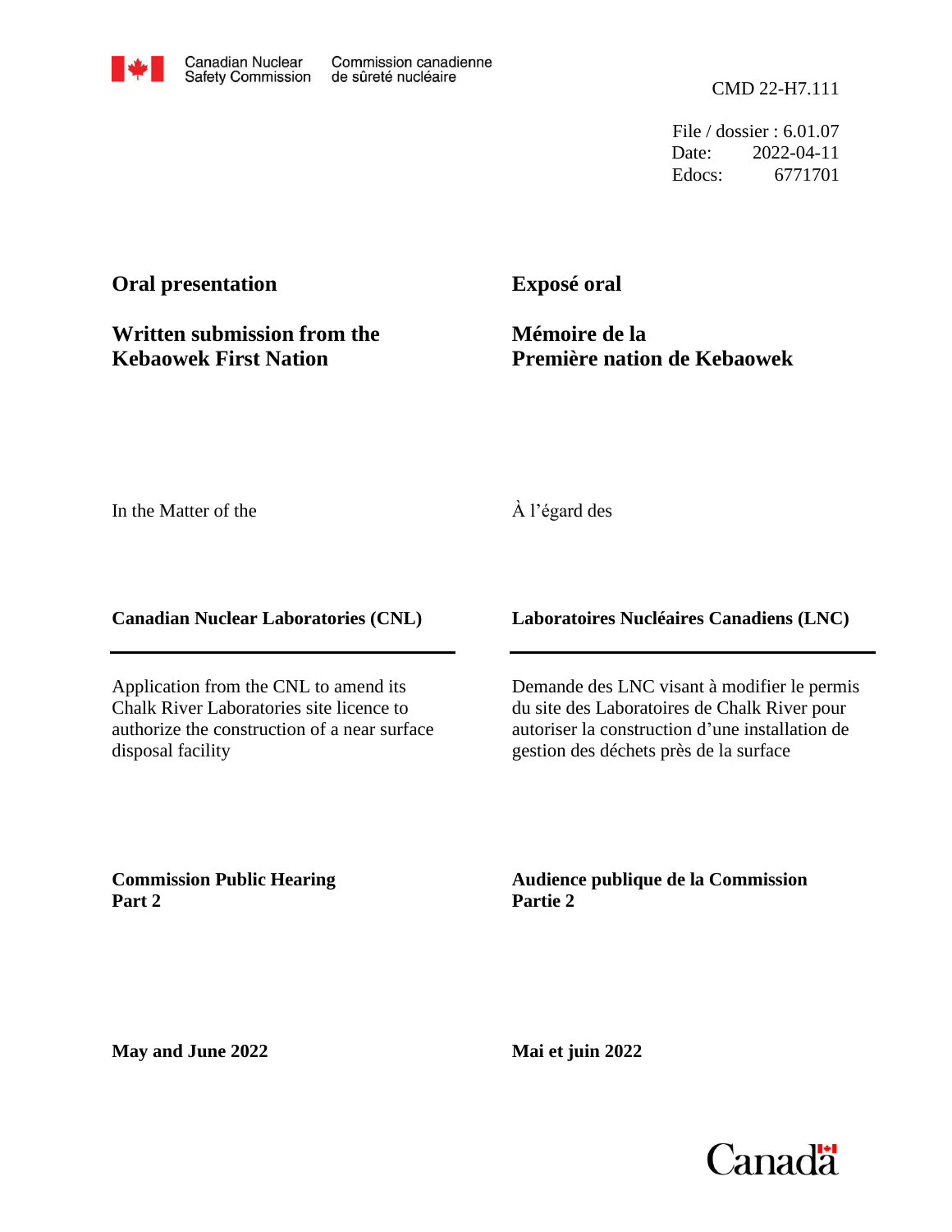Canadian Nuclear Safety Commission | Commission canadienne de sûreté nucléaire

CMD 22-H7.111

File / dossier : 6.01.07
Date: 2022-04-11
Edocs: 6771701

**Oral presentation**

**Written submission from the Kebaowek First Nation**

**Exposé oral**

**Mémoire de la Première nation de Kebaowek**

In the Matter of the

À l'égard des

**Canadian Nuclear Laboratories (CNL)**

**Laboratoires Nucléaires Canadiens (LNC)**

Application from the CNL to amend its Chalk River Laboratories site licence to authorize the construction of a near surface disposal facility

Demande des LNC visant à modifier le permis du site des Laboratoires de Chalk River pour autoriser la construction d'une installation de gestion des déchets près de la surface

**Commission Public Hearing Part 2**

**Audience publique de la Commission Partie 2**

**May and June 2022**

**Mai et juin 2022**

Canada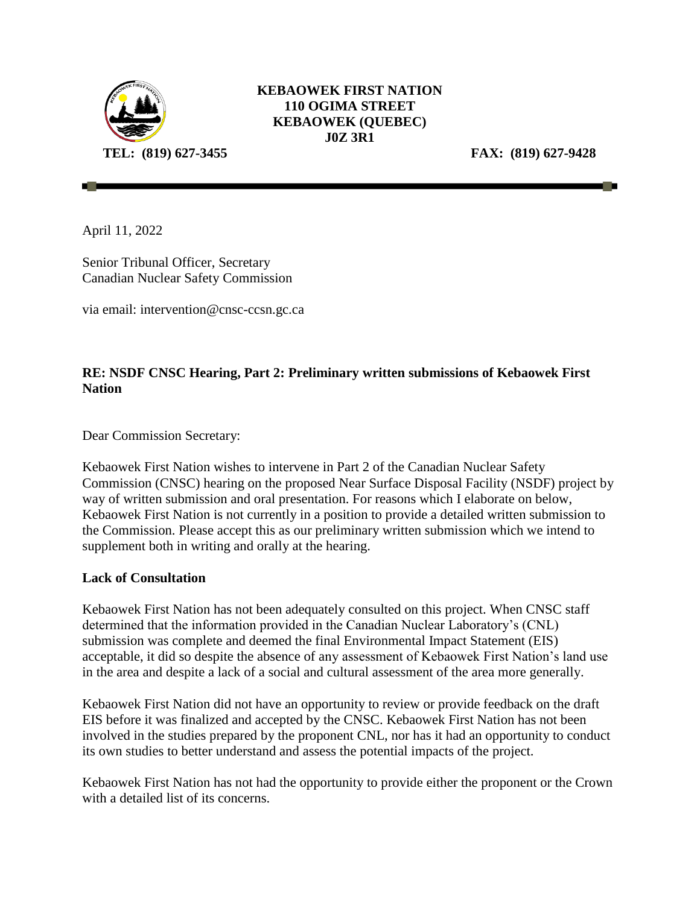**KEBAOWEK FIRST NATION**
**110 OGIMA STREET**
**KEBAOWEK (QUEBEC)**
**J0Z 3R1**

**TEL: (819) 627-3455** **FAX: (819) 627-9428**

---

April 11, 2022

Senior Tribunal Officer, Secretary
Canadian Nuclear Safety Commission

via email: intervention@cnsc-ccsn.gc.ca

**RE: NSDF CNSC Hearing, Part 2: Preliminary written submissions of Kebaowek First Nation**

Dear Commission Secretary:

Kebaowek First Nation wishes to intervene in Part 2 of the Canadian Nuclear Safety Commission (CNSC) hearing on the proposed Near Surface Disposal Facility (NSDF) project by way of written submission and oral presentation. For reasons which I elaborate on below, Kebaowek First Nation is not currently in a position to provide a detailed written submission to the Commission. Please accept this as our preliminary written submission which we intend to supplement both in writing and orally at the hearing.

**Lack of Consultation**

Kebaowek First Nation has not been adequately consulted on this project. When CNSC staff determined that the information provided in the Canadian Nuclear Laboratory's (CNL) submission was complete and deemed the final Environmental Impact Statement (EIS) acceptable, it did so despite the absence of any assessment of Kebaowek First Nation's land use in the area and despite a lack of a social and cultural assessment of the area more generally.

Kebaowek First Nation did not have an opportunity to review or provide feedback on the draft EIS before it was finalized and accepted by the CNSC. Kebaowek First Nation has not been involved in the studies prepared by the proponent CNL, nor has it had an opportunity to conduct its own studies to better understand and assess the potential impacts of the project.

Kebaowek First Nation has not had the opportunity to provide either the proponent or the Crown with a detailed list of its concerns.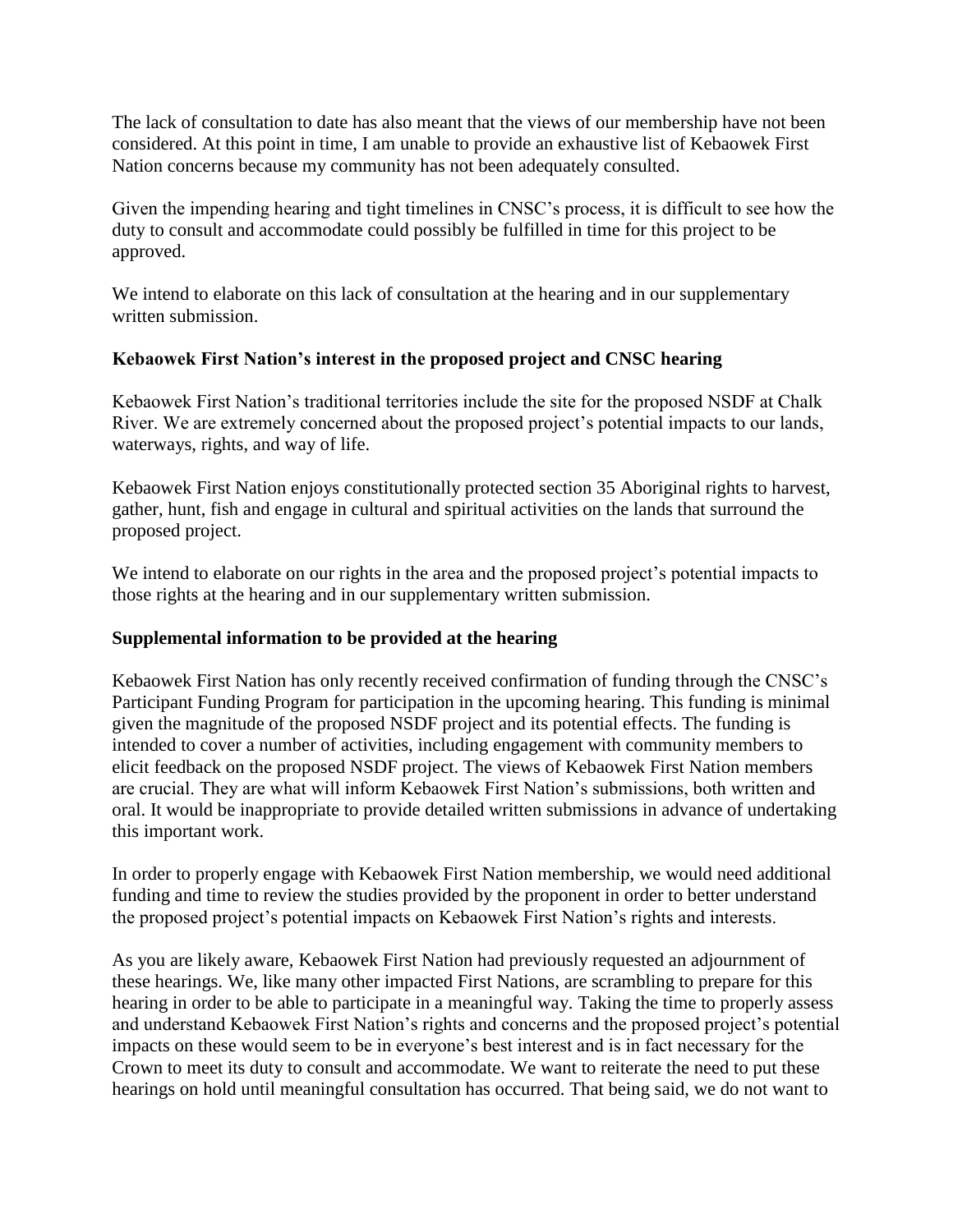The lack of consultation to date has also meant that the views of our membership have not been considered. At this point in time, I am unable to provide an exhaustive list of Kebaowek First Nation concerns because my community has not been adequately consulted.

Given the impending hearing and tight timelines in CNSC's process, it is difficult to see how the duty to consult and accommodate could possibly be fulfilled in time for this project to be approved.

We intend to elaborate on this lack of consultation at the hearing and in our supplementary written submission.

**Kebaowek First Nation's interest in the proposed project and CNSC hearing**

Kebaowek First Nation's traditional territories include the site for the proposed NSDF at Chalk River. We are extremely concerned about the proposed project's potential impacts to our lands, waterways, rights, and way of life.

Kebaowek First Nation enjoys constitutionally protected section 35 Aboriginal rights to harvest, gather, hunt, fish and engage in cultural and spiritual activities on the lands that surround the proposed project.

We intend to elaborate on our rights in the area and the proposed project's potential impacts to those rights at the hearing and in our supplementary written submission.

**Supplemental information to be provided at the hearing**

Kebaowek First Nation has only recently received confirmation of funding through the CNSC's Participant Funding Program for participation in the upcoming hearing. This funding is minimal given the magnitude of the proposed NSDF project and its potential effects. The funding is intended to cover a number of activities, including engagement with community members to elicit feedback on the proposed NSDF project. The views of Kebaowek First Nation members are crucial. They are what will inform Kebaowek First Nation's submissions, both written and oral. It would be inappropriate to provide detailed written submissions in advance of undertaking this important work.

In order to properly engage with Kebaowek First Nation membership, we would need additional funding and time to review the studies provided by the proponent in order to better understand the proposed project's potential impacts on Kebaowek First Nation's rights and interests.

As you are likely aware, Kebaowek First Nation had previously requested an adjournment of these hearings. We, like many other impacted First Nations, are scrambling to prepare for this hearing in order to be able to participate in a meaningful way. Taking the time to properly assess and understand Kebaowek First Nation's rights and concerns and the proposed project's potential impacts on these would seem to be in everyone's best interest and is in fact necessary for the Crown to meet its duty to consult and accommodate. We want to reiterate the need to put these hearings on hold until meaningful consultation has occurred. That being said, we do not want to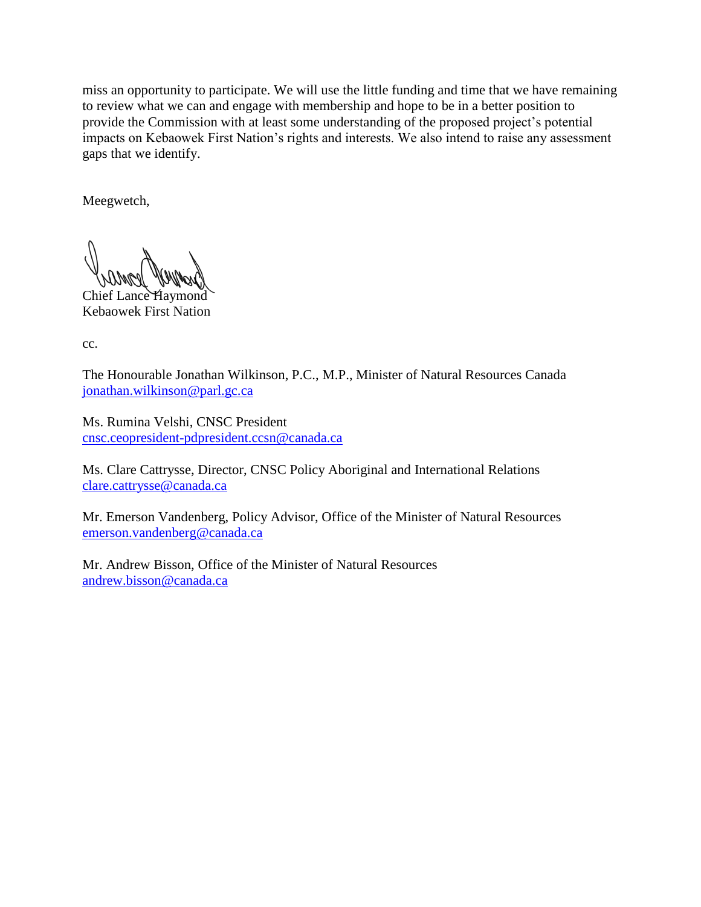miss an opportunity to participate. We will use the little funding and time that we have remaining to review what we can and engage with membership and hope to be in a better position to provide the Commission with at least some understanding of the proposed project's potential impacts on Kebaowek First Nation's rights and interests. We also intend to raise any assessment gaps that we identify.

Meegwetch,

Chief Lance Haymond
Kebaowek First Nation

cc.

The Honourable Jonathan Wilkinson, P.C., M.P., Minister of Natural Resources Canada
jonathan.wilkinson@parl.gc.ca

Ms. Rumina Velshi, CNSC President
cnsc.ceopresident-pdpresident.ccsn@canada.ca

Ms. Clare Cattrysse, Director, CNSC Policy Aboriginal and International Relations
clare.cattrysse@canada.ca

Mr. Emerson Vandenberg, Policy Advisor, Office of the Minister of Natural Resources
emerson.vandenberg@canada.ca

Mr. Andrew Bisson, Office of the Minister of Natural Resources
andrew.bisson@canada.ca